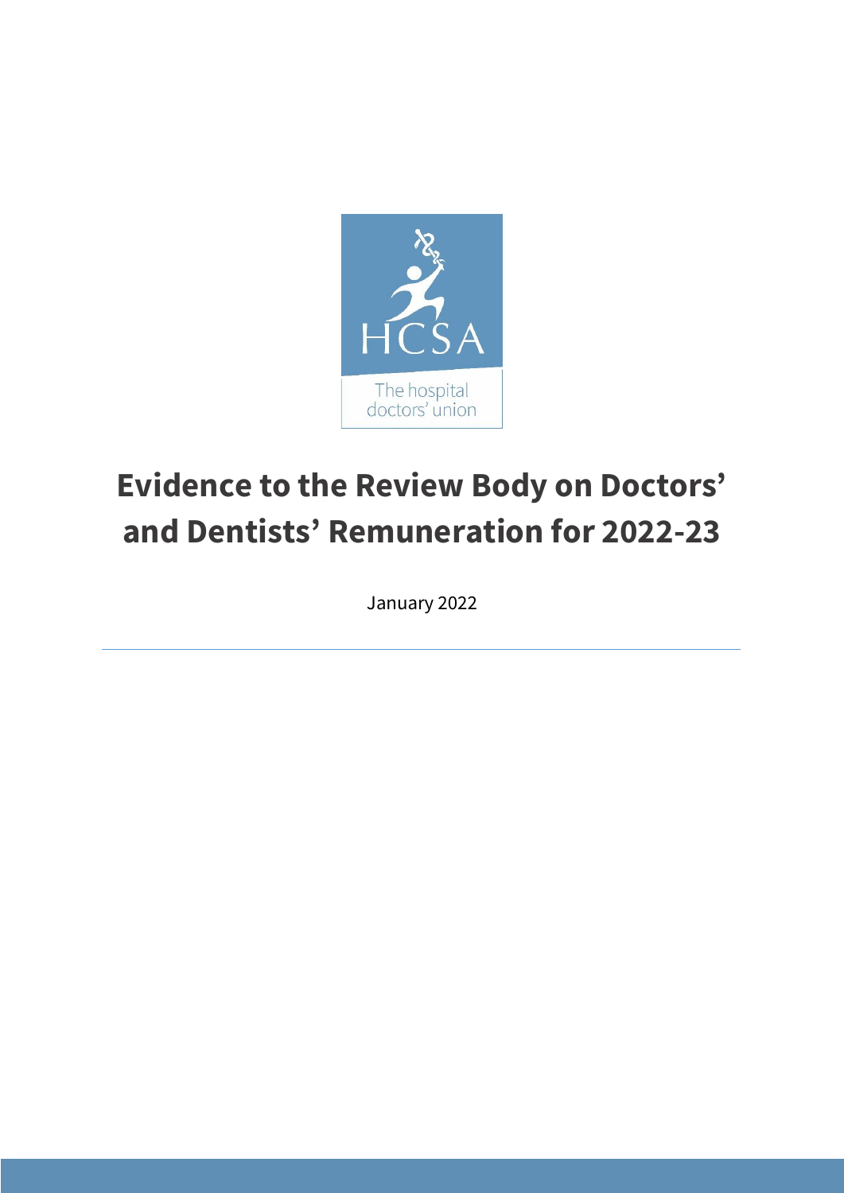HCSA

The hospital doctors' union

# Evidence to the Review Body on Doctors' and Dentists' Remuneration for 2022-23

January 2022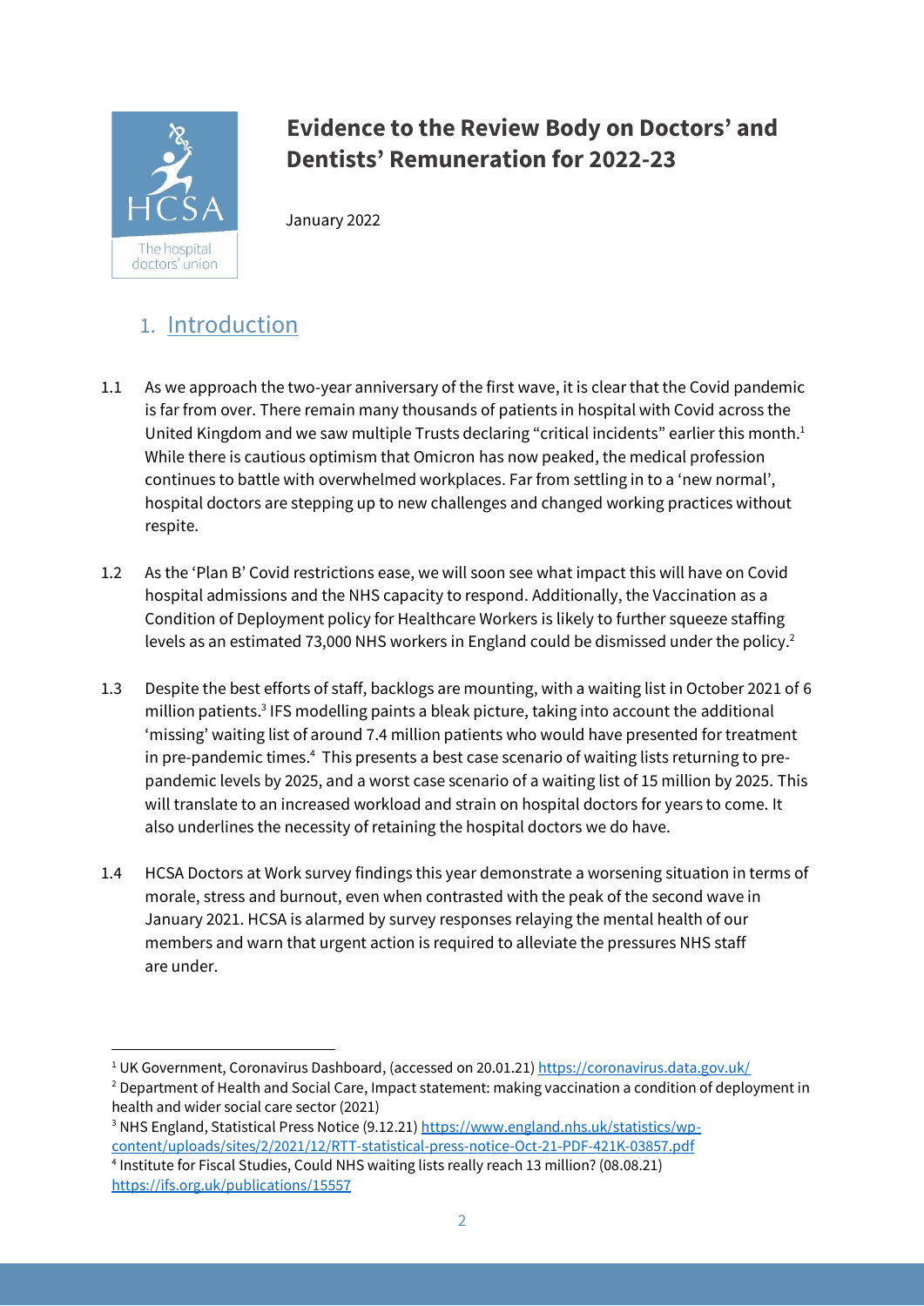# Evidence to the Review Body on Doctors' and Dentists' Remuneration for 2022-23

January 2022

## 1. Introduction

1.1 As we approach the two-year anniversary of the first wave, it is clear that the Covid pandemic is far from over. There remain many thousands of patients in hospital with Covid across the United Kingdom and we saw multiple Trusts declaring "critical incidents" earlier this month.[1] While there is cautious optimism that Omicron has now peaked, the medical profession continues to battle with overwhelmed workplaces. Far from settling in to a 'new normal', hospital doctors are stepping up to new challenges and changed working practices without respite.

1.2 As the 'Plan B' Covid restrictions ease, we will soon see what impact this will have on Covid hospital admissions and the NHS capacity to respond. Additionally, the Vaccination as a Condition of Deployment policy for Healthcare Workers is likely to further squeeze staffing levels as an estimated 73,000 NHS workers in England could be dismissed under the policy.[2]

1.3 Despite the best efforts of staff, backlogs are mounting, with a waiting list in October 2021 of 6 million patients.[3] IFS modelling paints a bleak picture, taking into account the additional 'missing' waiting list of around 7.4 million patients who would have presented for treatment in pre-pandemic times.[4] This presents a best case scenario of waiting lists returning to pre-pandemic levels by 2025, and a worst case scenario of a waiting list of 15 million by 2025. This will translate to an increased workload and strain on hospital doctors for years to come. It also underlines the necessity of retaining the hospital doctors we do have.

1.4 HCSA Doctors at Work survey findings this year demonstrate a worsening situation in terms of morale, stress and burnout, even when contrasted with the peak of the second wave in January 2021. HCSA is alarmed by survey responses relaying the mental health of our members and warn that urgent action is required to alleviate the pressures NHS staff are under.

---

[1] UK Government, Coronavirus Dashboard, (accessed on 20.01.21) https://coronavirus.data.gov.uk/

[2] Department of Health and Social Care, Impact statement: making vaccination a condition of deployment in health and wider social care sector (2021)

[3] NHS England, Statistical Press Notice (9.12.21) https://www.england.nhs.uk/statistics/wp-content/uploads/sites/2/2021/12/RTT-statistical-press-notice-Oct-21-PDF-421K-03857.pdf

[4] Institute for Fiscal Studies, Could NHS waiting lists really reach 13 million? (08.08.21) https://ifs.org.uk/publications/15557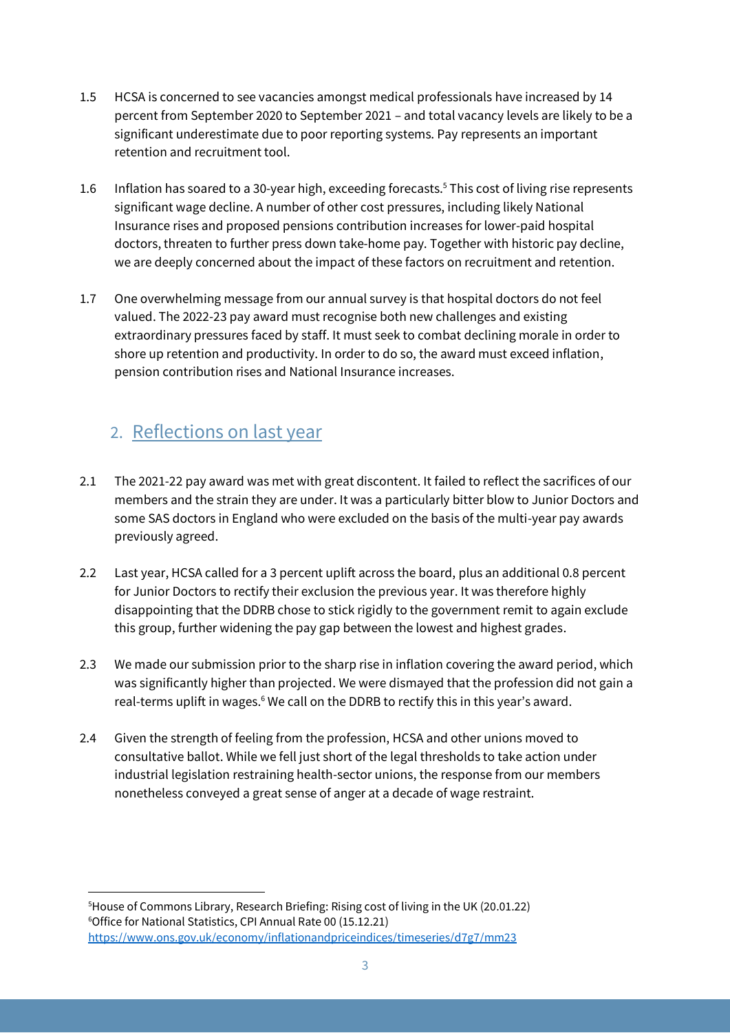1.5 HCSA is concerned to see vacancies amongst medical professionals have increased by 14 percent from September 2020 to September 2021 – and total vacancy levels are likely to be a significant underestimate due to poor reporting systems. Pay represents an important retention and recruitment tool.

1.6 Inflation has soared to a 30-year high, exceeding forecasts.[5] This cost of living rise represents significant wage decline. A number of other cost pressures, including likely National Insurance rises and proposed pensions contribution increases for lower-paid hospital doctors, threaten to further press down take-home pay. Together with historic pay decline, we are deeply concerned about the impact of these factors on recruitment and retention.

1.7 One overwhelming message from our annual survey is that hospital doctors do not feel valued. The 2022-23 pay award must recognise both new challenges and existing extraordinary pressures faced by staff. It must seek to combat declining morale in order to shore up retention and productivity. In order to do so, the award must exceed inflation, pension contribution rises and National Insurance increases.

## 2. Reflections on last year

2.1 The 2021-22 pay award was met with great discontent. It failed to reflect the sacrifices of our members and the strain they are under. It was a particularly bitter blow to Junior Doctors and some SAS doctors in England who were excluded on the basis of the multi-year pay awards previously agreed.

2.2 Last year, HCSA called for a 3 percent uplift across the board, plus an additional 0.8 percent for Junior Doctors to rectify their exclusion the previous year. It was therefore highly disappointing that the DDRB chose to stick rigidly to the government remit to again exclude this group, further widening the pay gap between the lowest and highest grades.

2.3 We made our submission prior to the sharp rise in inflation covering the award period, which was significantly higher than projected. We were dismayed that the profession did not gain a real-terms uplift in wages.[6] We call on the DDRB to rectify this in this year's award.

2.4 Given the strength of feeling from the profession, HCSA and other unions moved to consultative ballot. While we fell just short of the legal thresholds to take action under industrial legislation restraining health-sector unions, the response from our members nonetheless conveyed a great sense of anger at a decade of wage restraint.

---

[5] House of Commons Library, Research Briefing: Rising cost of living in the UK (20.01.22)
[6] Office for National Statistics, CPI Annual Rate 00 (15.12.21) https://www.ons.gov.uk/economy/inflationandpriceindices/timeseries/d7g7/mm23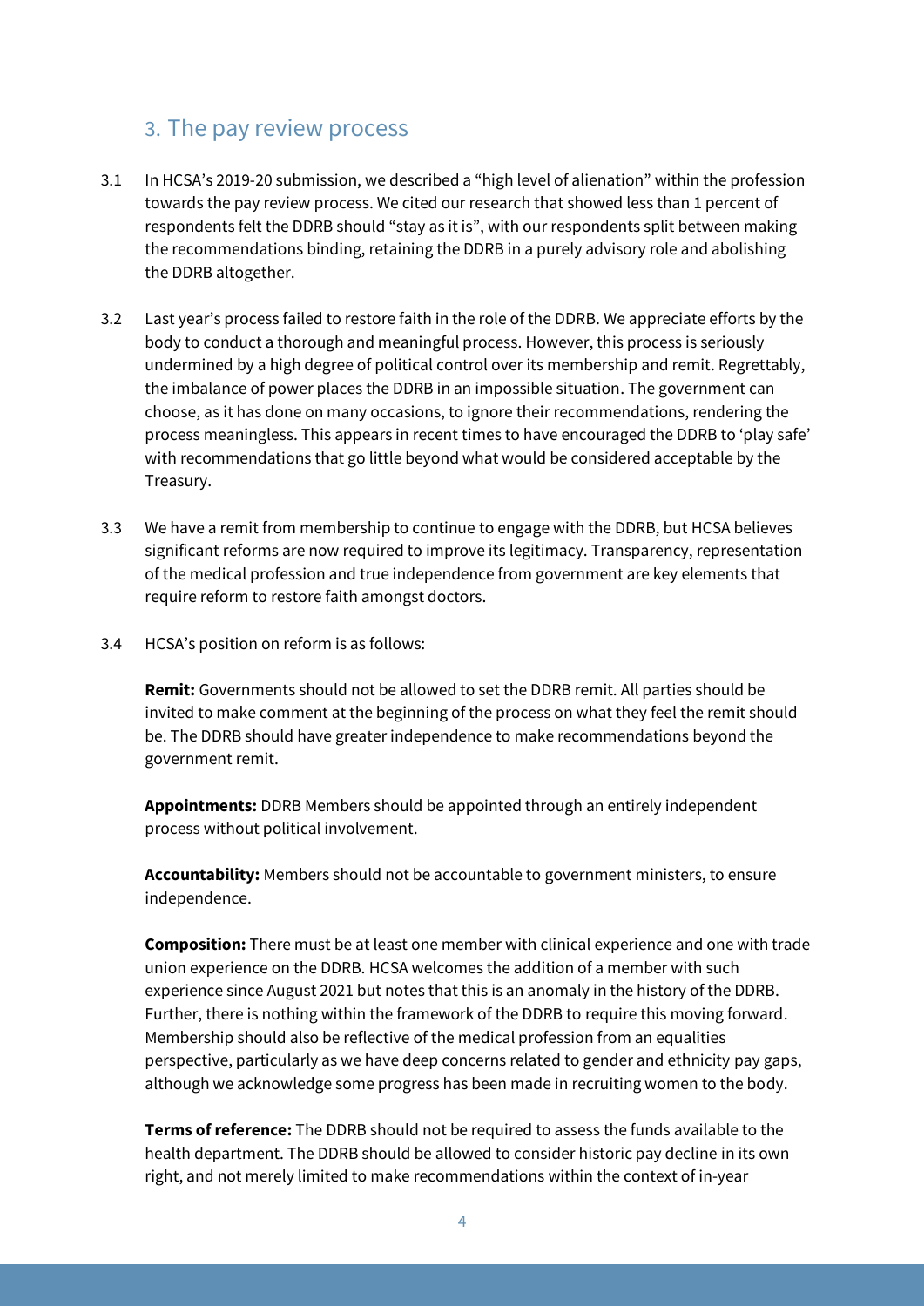## 3. The pay review process

3.1 In HCSA's 2019-20 submission, we described a "high level of alienation" within the profession towards the pay review process. We cited our research that showed less than 1 percent of respondents felt the DDRB should "stay as it is", with our respondents split between making the recommendations binding, retaining the DDRB in a purely advisory role and abolishing the DDRB altogether.

3.2 Last year's process failed to restore faith in the role of the DDRB. We appreciate efforts by the body to conduct a thorough and meaningful process. However, this process is seriously undermined by a high degree of political control over its membership and remit. Regrettably, the imbalance of power places the DDRB in an impossible situation. The government can choose, as it has done on many occasions, to ignore their recommendations, rendering the process meaningless. This appears in recent times to have encouraged the DDRB to 'play safe' with recommendations that go little beyond what would be considered acceptable by the Treasury.

3.3 We have a remit from membership to continue to engage with the DDRB, but HCSA believes significant reforms are now required to improve its legitimacy. Transparency, representation of the medical profession and true independence from government are key elements that require reform to restore faith amongst doctors.

3.4 HCSA's position on reform is as follows:

**Remit:** Governments should not be allowed to set the DDRB remit. All parties should be invited to make comment at the beginning of the process on what they feel the remit should be. The DDRB should have greater independence to make recommendations beyond the government remit.

**Appointments:** DDRB Members should be appointed through an entirely independent process without political involvement.

**Accountability:** Members should not be accountable to government ministers, to ensure independence.

**Composition:** There must be at least one member with clinical experience and one with trade union experience on the DDRB. HCSA welcomes the addition of a member with such experience since August 2021 but notes that this is an anomaly in the history of the DDRB. Further, there is nothing within the framework of the DDRB to require this moving forward. Membership should also be reflective of the medical profession from an equalities perspective, particularly as we have deep concerns related to gender and ethnicity pay gaps, although we acknowledge some progress has been made in recruiting women to the body.

**Terms of reference:** The DDRB should not be required to assess the funds available to the health department. The DDRB should be allowed to consider historic pay decline in its own right, and not merely limited to make recommendations within the context of in-year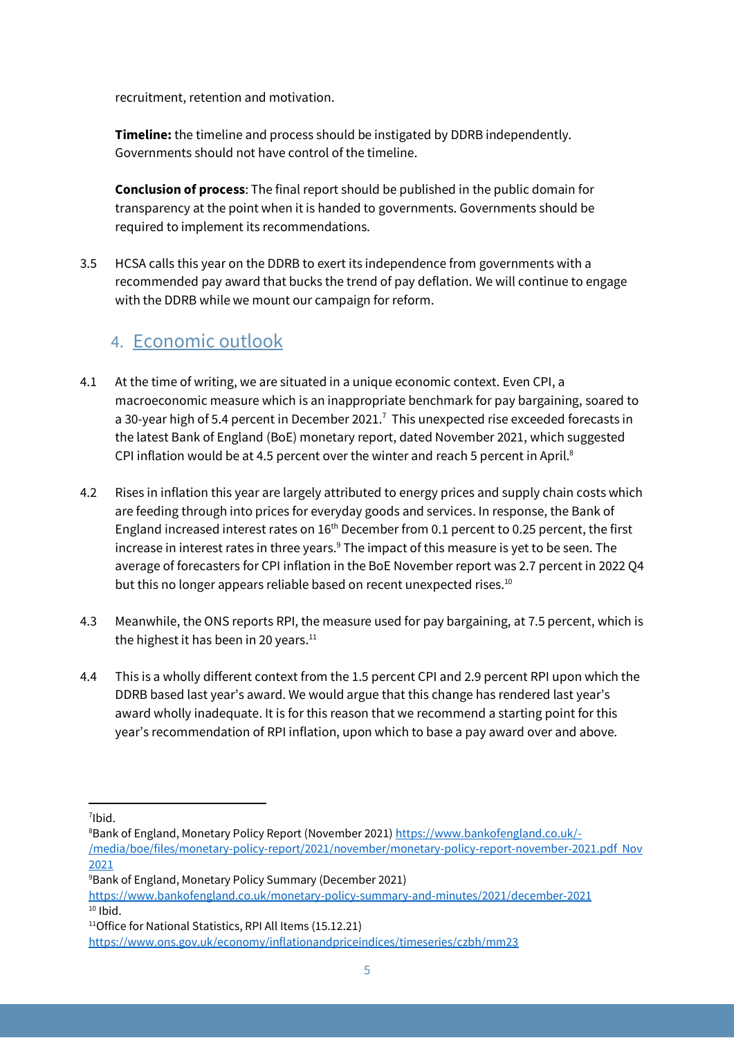recruitment, retention and motivation.

**Timeline:** the timeline and process should be instigated by DDRB independently. Governments should not have control of the timeline.

**Conclusion of process**: The final report should be published in the public domain for transparency at the point when it is handed to governments. Governments should be required to implement its recommendations.

3.5 HCSA calls this year on the DDRB to exert its independence from governments with a recommended pay award that bucks the trend of pay deflation. We will continue to engage with the DDRB while we mount our campaign for reform.

## 4. Economic outlook

4.1 At the time of writing, we are situated in a unique economic context. Even CPI, a macroeconomic measure which is an inappropriate benchmark for pay bargaining, soared to a 30-year high of 5.4 percent in December 2021.[7] This unexpected rise exceeded forecasts in the latest Bank of England (BoE) monetary report, dated November 2021, which suggested CPI inflation would be at 4.5 percent over the winter and reach 5 percent in April.[8]

4.2 Rises in inflation this year are largely attributed to energy prices and supply chain costs which are feeding through into prices for everyday goods and services. In response, the Bank of England increased interest rates on 16th December from 0.1 percent to 0.25 percent, the first increase in interest rates in three years.[9] The impact of this measure is yet to be seen. The average of forecasters for CPI inflation in the BoE November report was 2.7 percent in 2022 Q4 but this no longer appears reliable based on recent unexpected rises.[10]

4.3 Meanwhile, the ONS reports RPI, the measure used for pay bargaining, at 7.5 percent, which is the highest it has been in 20 years.[11]

4.4 This is a wholly different context from the 1.5 percent CPI and 2.9 percent RPI upon which the DDRB based last year's award. We would argue that this change has rendered last year's award wholly inadequate. It is for this reason that we recommend a starting point for this year's recommendation of RPI inflation, upon which to base a pay award over and above.

---

[7] Ibid.

[8] Bank of England, Monetary Policy Report (November 2021) https://www.bankofengland.co.uk/-/media/boe/files/monetary-policy-report/2021/november/monetary-policy-report-november-2021.pdf Nov 2021

[9] Bank of England, Monetary Policy Summary (December 2021) https://www.bankofengland.co.uk/monetary-policy-summary-and-minutes/2021/december-2021

[10] Ibid.

[11] Office for National Statistics, RPI All Items (15.12.21) https://www.ons.gov.uk/economy/inflationandpriceindices/timeseries/czbh/mm23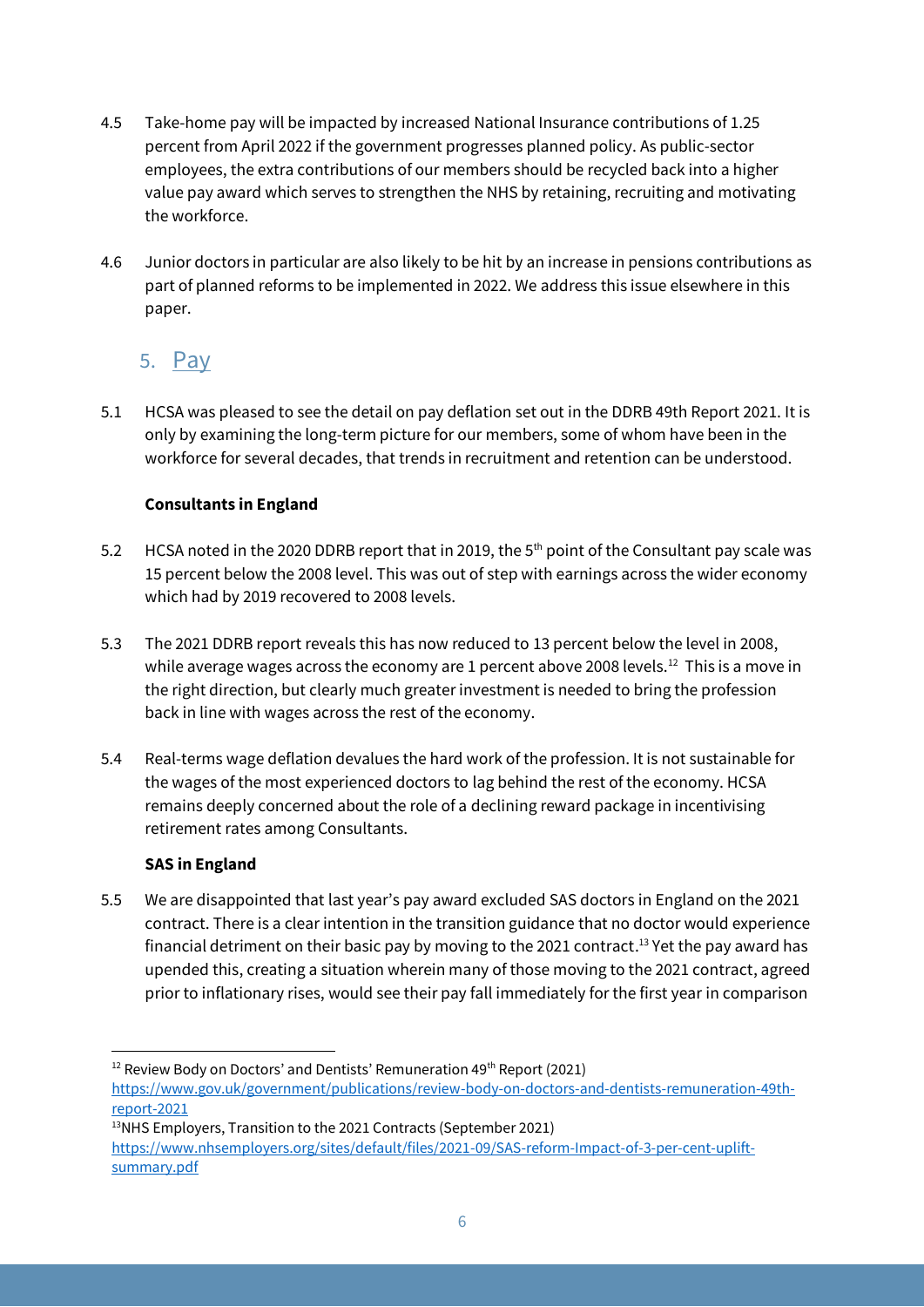4.5 Take-home pay will be impacted by increased National Insurance contributions of 1.25 percent from April 2022 if the government progresses planned policy. As public-sector employees, the extra contributions of our members should be recycled back into a higher value pay award which serves to strengthen the NHS by retaining, recruiting and motivating the workforce.

4.6 Junior doctors in particular are also likely to be hit by an increase in pensions contributions as part of planned reforms to be implemented in 2022. We address this issue elsewhere in this paper.

## 5. Pay

5.1 HCSA was pleased to see the detail on pay deflation set out in the DDRB 49th Report 2021. It is only by examining the long-term picture for our members, some of whom have been in the workforce for several decades, that trends in recruitment and retention can be understood.

**Consultants in England**

5.2 HCSA noted in the 2020 DDRB report that in 2019, the 5th point of the Consultant pay scale was 15 percent below the 2008 level. This was out of step with earnings across the wider economy which had by 2019 recovered to 2008 levels.

5.3 The 2021 DDRB report reveals this has now reduced to 13 percent below the level in 2008, while average wages across the economy are 1 percent above 2008 levels.[12] This is a move in the right direction, but clearly much greater investment is needed to bring the profession back in line with wages across the rest of the economy.

5.4 Real-terms wage deflation devalues the hard work of the profession. It is not sustainable for the wages of the most experienced doctors to lag behind the rest of the economy. HCSA remains deeply concerned about the role of a declining reward package in incentivising retirement rates among Consultants.

**SAS in England**

5.5 We are disappointed that last year's pay award excluded SAS doctors in England on the 2021 contract. There is a clear intention in the transition guidance that no doctor would experience financial detriment on their basic pay by moving to the 2021 contract.[13] Yet the pay award has upended this, creating a situation wherein many of those moving to the 2021 contract, agreed prior to inflationary rises, would see their pay fall immediately for the first year in comparison

---

[12] Review Body on Doctors' and Dentists' Remuneration 49th Report (2021) https://www.gov.uk/government/publications/review-body-on-doctors-and-dentists-remuneration-49th-report-2021

[13] NHS Employers, Transition to the 2021 Contracts (September 2021) https://www.nhsemployers.org/sites/default/files/2021-09/SAS-reform-Impact-of-3-per-cent-uplift-summary.pdf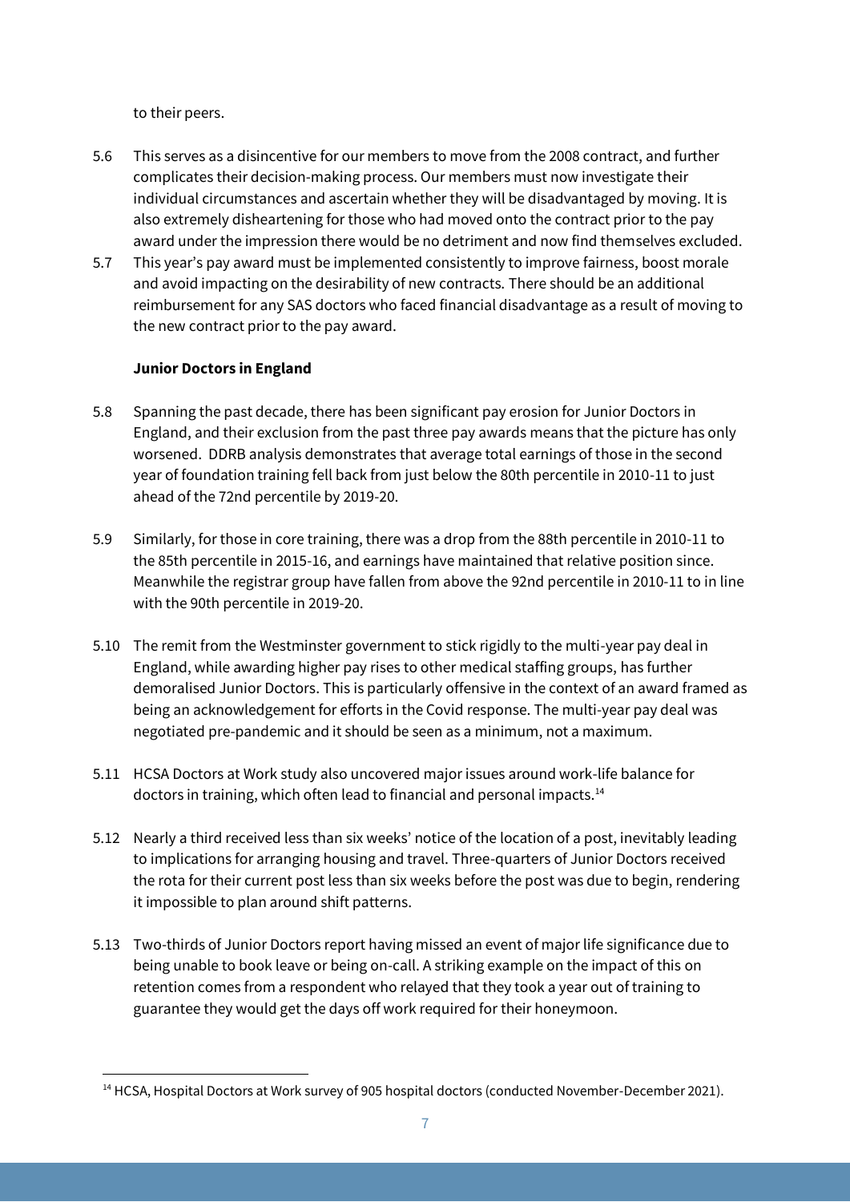to their peers.

5.6 This serves as a disincentive for our members to move from the 2008 contract, and further complicates their decision-making process. Our members must now investigate their individual circumstances and ascertain whether they will be disadvantaged by moving. It is also extremely disheartening for those who had moved onto the contract prior to the pay award under the impression there would be no detriment and now find themselves excluded.

5.7 This year's pay award must be implemented consistently to improve fairness, boost morale and avoid impacting on the desirability of new contracts. There should be an additional reimbursement for any SAS doctors who faced financial disadvantage as a result of moving to the new contract prior to the pay award.

**Junior Doctors in England**

5.8 Spanning the past decade, there has been significant pay erosion for Junior Doctors in England, and their exclusion from the past three pay awards means that the picture has only worsened. DDRB analysis demonstrates that average total earnings of those in the second year of foundation training fell back from just below the 80th percentile in 2010-11 to just ahead of the 72nd percentile by 2019-20.

5.9 Similarly, for those in core training, there was a drop from the 88th percentile in 2010-11 to the 85th percentile in 2015-16, and earnings have maintained that relative position since. Meanwhile the registrar group have fallen from above the 92nd percentile in 2010-11 to in line with the 90th percentile in 2019-20.

5.10 The remit from the Westminster government to stick rigidly to the multi-year pay deal in England, while awarding higher pay rises to other medical staffing groups, has further demoralised Junior Doctors. This is particularly offensive in the context of an award framed as being an acknowledgement for efforts in the Covid response. The multi-year pay deal was negotiated pre-pandemic and it should be seen as a minimum, not a maximum.

5.11 HCSA Doctors at Work study also uncovered major issues around work-life balance for doctors in training, which often lead to financial and personal impacts.[14]

5.12 Nearly a third received less than six weeks' notice of the location of a post, inevitably leading to implications for arranging housing and travel. Three-quarters of Junior Doctors received the rota for their current post less than six weeks before the post was due to begin, rendering it impossible to plan around shift patterns.

5.13 Two-thirds of Junior Doctors report having missed an event of major life significance due to being unable to book leave or being on-call. A striking example on the impact of this on retention comes from a respondent who relayed that they took a year out of training to guarantee they would get the days off work required for their honeymoon.

[14] HCSA, Hospital Doctors at Work survey of 905 hospital doctors (conducted November-December 2021).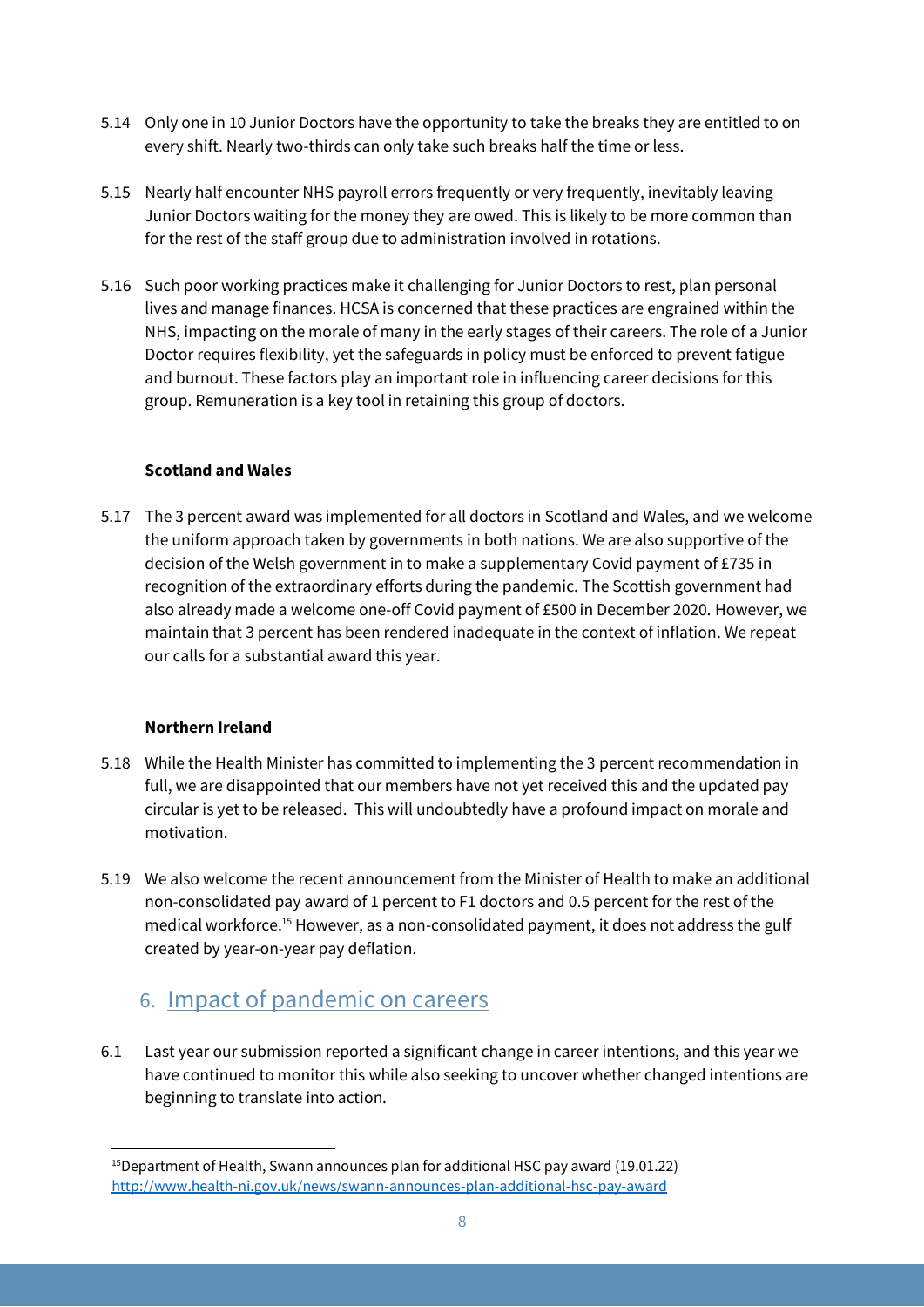5.14 Only one in 10 Junior Doctors have the opportunity to take the breaks they are entitled to on every shift. Nearly two-thirds can only take such breaks half the time or less.

5.15 Nearly half encounter NHS payroll errors frequently or very frequently, inevitably leaving Junior Doctors waiting for the money they are owed. This is likely to be more common than for the rest of the staff group due to administration involved in rotations.

5.16 Such poor working practices make it challenging for Junior Doctors to rest, plan personal lives and manage finances. HCSA is concerned that these practices are engrained within the NHS, impacting on the morale of many in the early stages of their careers. The role of a Junior Doctor requires flexibility, yet the safeguards in policy must be enforced to prevent fatigue and burnout. These factors play an important role in influencing career decisions for this group. Remuneration is a key tool in retaining this group of doctors.

**Scotland and Wales**

5.17 The 3 percent award was implemented for all doctors in Scotland and Wales, and we welcome the uniform approach taken by governments in both nations. We are also supportive of the decision of the Welsh government in to make a supplementary Covid payment of £735 in recognition of the extraordinary efforts during the pandemic. The Scottish government had also already made a welcome one-off Covid payment of £500 in December 2020. However, we maintain that 3 percent has been rendered inadequate in the context of inflation. We repeat our calls for a substantial award this year.

**Northern Ireland**

5.18 While the Health Minister has committed to implementing the 3 percent recommendation in full, we are disappointed that our members have not yet received this and the updated pay circular is yet to be released. This will undoubtedly have a profound impact on morale and motivation.

5.19 We also welcome the recent announcement from the Minister of Health to make an additional non-consolidated pay award of 1 percent to F1 doctors and 0.5 percent for the rest of the medical workforce.[15] However, as a non-consolidated payment, it does not address the gulf created by year-on-year pay deflation.

## 6. Impact of pandemic on careers

6.1 Last year our submission reported a significant change in career intentions, and this year we have continued to monitor this while also seeking to uncover whether changed intentions are beginning to translate into action.

---

[15] Department of Health, Swann announces plan for additional HSC pay award (19.01.22) http://www.health-ni.gov.uk/news/swann-announces-plan-additional-hsc-pay-award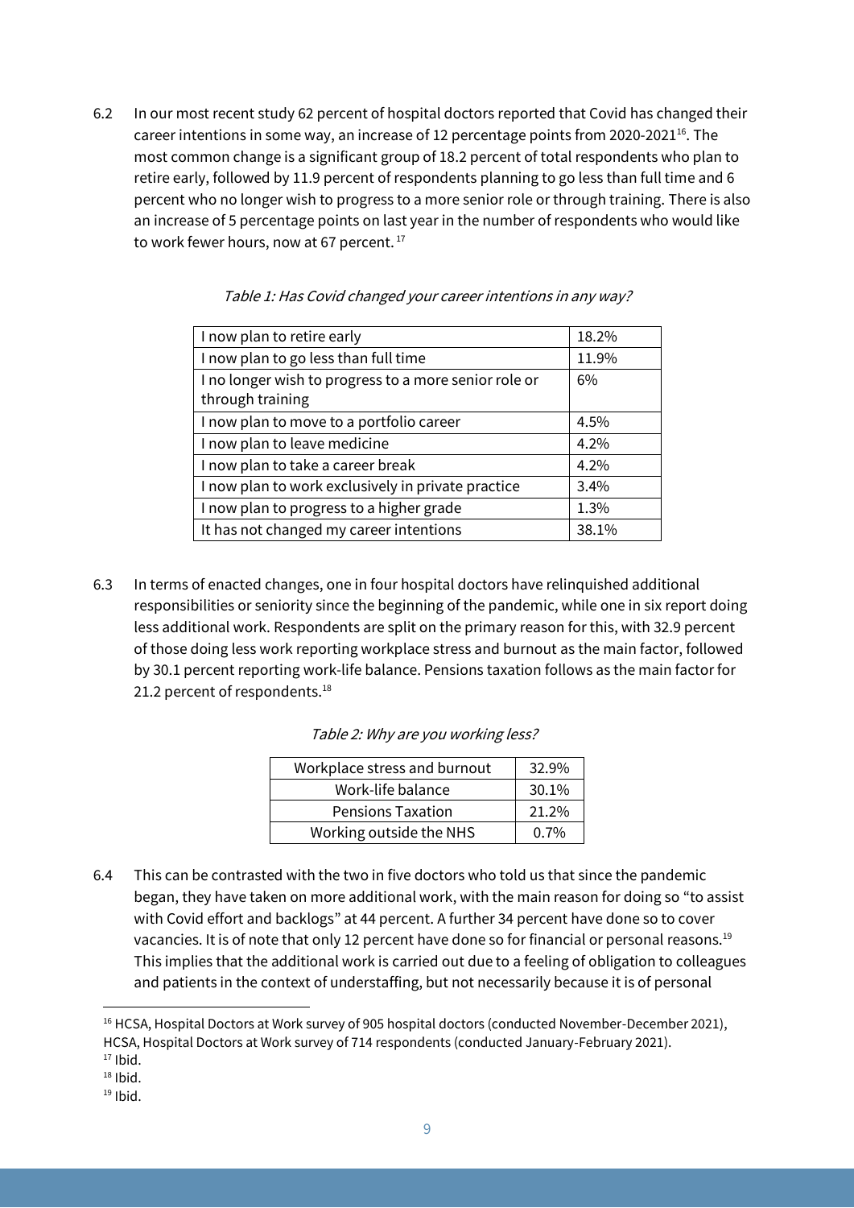6.2 In our most recent study 62 percent of hospital doctors reported that Covid has changed their career intentions in some way, an increase of 12 percentage points from 2020-2021[16]. The most common change is a significant group of 18.2 percent of total respondents who plan to retire early, followed by 11.9 percent of respondents planning to go less than full time and 6 percent who no longer wish to progress to a more senior role or through training. There is also an increase of 5 percentage points on last year in the number of respondents who would like to work fewer hours, now at 67 percent.[17]

*Table 1: Has Covid changed your career intentions in any way?*

| | |
|---|---|
| I now plan to retire early | 18.2% |
| I now plan to go less than full time | 11.9% |
| I no longer wish to progress to a more senior role or through training | 6% |
| I now plan to move to a portfolio career | 4.5% |
| I now plan to leave medicine | 4.2% |
| I now plan to take a career break | 4.2% |
| I now plan to work exclusively in private practice | 3.4% |
| I now plan to progress to a higher grade | 1.3% |
| It has not changed my career intentions | 38.1% |

6.3 In terms of enacted changes, one in four hospital doctors have relinquished additional responsibilities or seniority since the beginning of the pandemic, while one in six report doing less additional work. Respondents are split on the primary reason for this, with 32.9 percent of those doing less work reporting workplace stress and burnout as the main factor, followed by 30.1 percent reporting work-life balance. Pensions taxation follows as the main factor for 21.2 percent of respondents.[18]

*Table 2: Why are you working less?*

| | |
|---|---|
| Workplace stress and burnout | 32.9% |
| Work-life balance | 30.1% |
| Pensions Taxation | 21.2% |
| Working outside the NHS | 0.7% |

6.4 This can be contrasted with the two in five doctors who told us that since the pandemic began, they have taken on more additional work, with the main reason for doing so "to assist with Covid effort and backlogs" at 44 percent. A further 34 percent have done so to cover vacancies. It is of note that only 12 percent have done so for financial or personal reasons.[19] This implies that the additional work is carried out due to a feeling of obligation to colleagues and patients in the context of understaffing, but not necessarily because it is of personal

[16] HCSA, Hospital Doctors at Work survey of 905 hospital doctors (conducted November-December 2021), HCSA, Hospital Doctors at Work survey of 714 respondents (conducted January-February 2021).
[17] Ibid.
[18] Ibid.
[19] Ibid.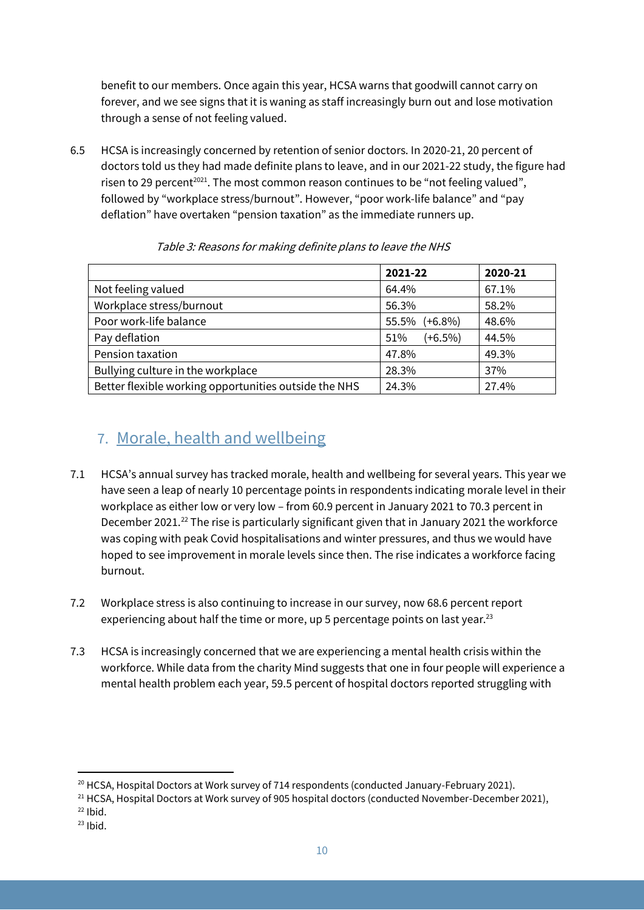benefit to our members. Once again this year, HCSA warns that goodwill cannot carry on forever, and we see signs that it is waning as staff increasingly burn out and lose motivation through a sense of not feeling valued.

6.5 HCSA is increasingly concerned by retention of senior doctors. In 2020-21, 20 percent of doctors told us they had made definite plans to leave, and in our 2021-22 study, the figure had risen to 29 percent[20][21]. The most common reason continues to be "not feeling valued", followed by "workplace stress/burnout". However, "poor work-life balance" and "pay deflation" have overtaken "pension taxation" as the immediate runners up.

*Table 3: Reasons for making definite plans to leave the NHS*

| | 2021-22 | 2020-21 |
|---|---|---|
| Not feeling valued | 64.4% | 67.1% |
| Workplace stress/burnout | 56.3% | 58.2% |
| Poor work-life balance | 55.5% (+6.8%) | 48.6% |
| Pay deflation | 51% (+6.5%) | 44.5% |
| Pension taxation | 47.8% | 49.3% |
| Bullying culture in the workplace | 28.3% | 37% |
| Better flexible working opportunities outside the NHS | 24.3% | 27.4% |

## 7. Morale, health and wellbeing

7.1 HCSA's annual survey has tracked morale, health and wellbeing for several years. This year we have seen a leap of nearly 10 percentage points in respondents indicating morale level in their workplace as either low or very low – from 60.9 percent in January 2021 to 70.3 percent in December 2021.[22] The rise is particularly significant given that in January 2021 the workforce was coping with peak Covid hospitalisations and winter pressures, and thus we would have hoped to see improvement in morale levels since then. The rise indicates a workforce facing burnout.

7.2 Workplace stress is also continuing to increase in our survey, now 68.6 percent report experiencing about half the time or more, up 5 percentage points on last year.[23]

7.3 HCSA is increasingly concerned that we are experiencing a mental health crisis within the workforce. While data from the charity Mind suggests that one in four people will experience a mental health problem each year, 59.5 percent of hospital doctors reported struggling with

[20] HCSA, Hospital Doctors at Work survey of 714 respondents (conducted January-February 2021).

[21] HCSA, Hospital Doctors at Work survey of 905 hospital doctors (conducted November-December 2021),

[22] Ibid.

[23] Ibid.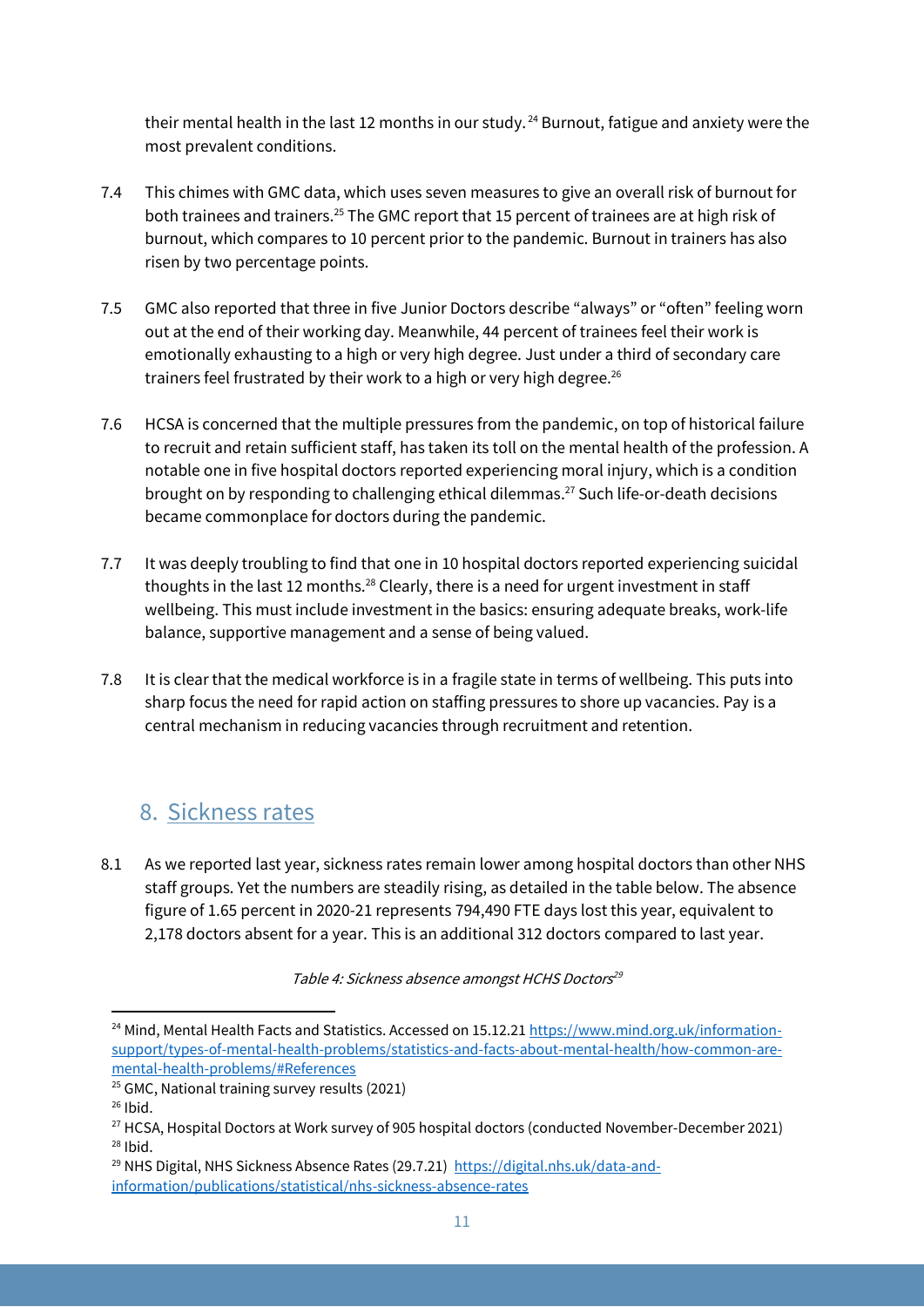their mental health in the last 12 months in our study.[24] Burnout, fatigue and anxiety were the most prevalent conditions.

7.4 This chimes with GMC data, which uses seven measures to give an overall risk of burnout for both trainees and trainers.[25] The GMC report that 15 percent of trainees are at high risk of burnout, which compares to 10 percent prior to the pandemic. Burnout in trainers has also risen by two percentage points.

7.5 GMC also reported that three in five Junior Doctors describe "always" or "often" feeling worn out at the end of their working day. Meanwhile, 44 percent of trainees feel their work is emotionally exhausting to a high or very high degree. Just under a third of secondary care trainers feel frustrated by their work to a high or very high degree.[26]

7.6 HCSA is concerned that the multiple pressures from the pandemic, on top of historical failure to recruit and retain sufficient staff, has taken its toll on the mental health of the profession. A notable one in five hospital doctors reported experiencing moral injury, which is a condition brought on by responding to challenging ethical dilemmas.[27] Such life-or-death decisions became commonplace for doctors during the pandemic.

7.7 It was deeply troubling to find that one in 10 hospital doctors reported experiencing suicidal thoughts in the last 12 months.[28] Clearly, there is a need for urgent investment in staff wellbeing. This must include investment in the basics: ensuring adequate breaks, work-life balance, supportive management and a sense of being valued.

7.8 It is clear that the medical workforce is in a fragile state in terms of wellbeing. This puts into sharp focus the need for rapid action on staffing pressures to shore up vacancies. Pay is a central mechanism in reducing vacancies through recruitment and retention.

## 8. Sickness rates

8.1 As we reported last year, sickness rates remain lower among hospital doctors than other NHS staff groups. Yet the numbers are steadily rising, as detailed in the table below. The absence figure of 1.65 percent in 2020-21 represents 794,490 FTE days lost this year, equivalent to 2,178 doctors absent for a year. This is an additional 312 doctors compared to last year.

*Table 4: Sickness absence amongst HCHS Doctors*[29]

---

[24] Mind, Mental Health Facts and Statistics. Accessed on 15.12.21 https://www.mind.org.uk/information-support/types-of-mental-health-problems/statistics-and-facts-about-mental-health/how-common-are-mental-health-problems/#References

[25] GMC, National training survey results (2021)

[26] Ibid.

[27] HCSA, Hospital Doctors at Work survey of 905 hospital doctors (conducted November-December 2021)

[28] Ibid.

[29] NHS Digital, NHS Sickness Absence Rates (29.7.21) https://digital.nhs.uk/data-and-information/publications/statistical/nhs-sickness-absence-rates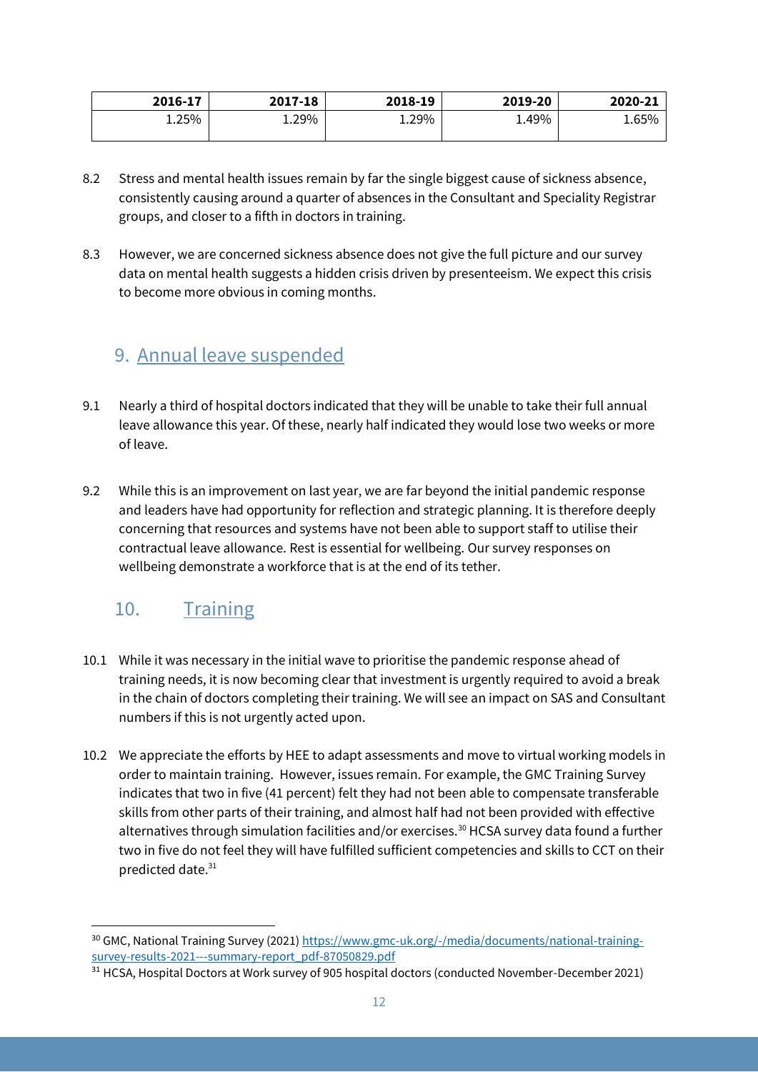| 2016-17 | 2017-18 | 2018-19 | 2019-20 | 2020-21 |
|---|---|---|---|---|
| 1.25% | 1.29% | 1.29% | 1.49% | 1.65% |

8.2 Stress and mental health issues remain by far the single biggest cause of sickness absence, consistently causing around a quarter of absences in the Consultant and Speciality Registrar groups, and closer to a fifth in doctors in training.

8.3 However, we are concerned sickness absence does not give the full picture and our survey data on mental health suggests a hidden crisis driven by presenteeism. We expect this crisis to become more obvious in coming months.

## 9. Annual leave suspended

9.1 Nearly a third of hospital doctors indicated that they will be unable to take their full annual leave allowance this year. Of these, nearly half indicated they would lose two weeks or more of leave.

9.2 While this is an improvement on last year, we are far beyond the initial pandemic response and leaders have had opportunity for reflection and strategic planning. It is therefore deeply concerning that resources and systems have not been able to support staff to utilise their contractual leave allowance. Rest is essential for wellbeing. Our survey responses on wellbeing demonstrate a workforce that is at the end of its tether.

## 10. Training

10.1 While it was necessary in the initial wave to prioritise the pandemic response ahead of training needs, it is now becoming clear that investment is urgently required to avoid a break in the chain of doctors completing their training. We will see an impact on SAS and Consultant numbers if this is not urgently acted upon.

10.2 We appreciate the efforts by HEE to adapt assessments and move to virtual working models in order to maintain training. However, issues remain. For example, the GMC Training Survey indicates that two in five (41 percent) felt they had not been able to compensate transferable skills from other parts of their training, and almost half had not been provided with effective alternatives through simulation facilities and/or exercises.[30] HCSA survey data found a further two in five do not feel they will have fulfilled sufficient competencies and skills to CCT on their predicted date.[31]

---

[30] GMC, National Training Survey (2021) https://www.gmc-uk.org/-/media/documents/national-training-survey-results-2021---summary-report_pdf-87050829.pdf

[31] HCSA, Hospital Doctors at Work survey of 905 hospital doctors (conducted November-December 2021)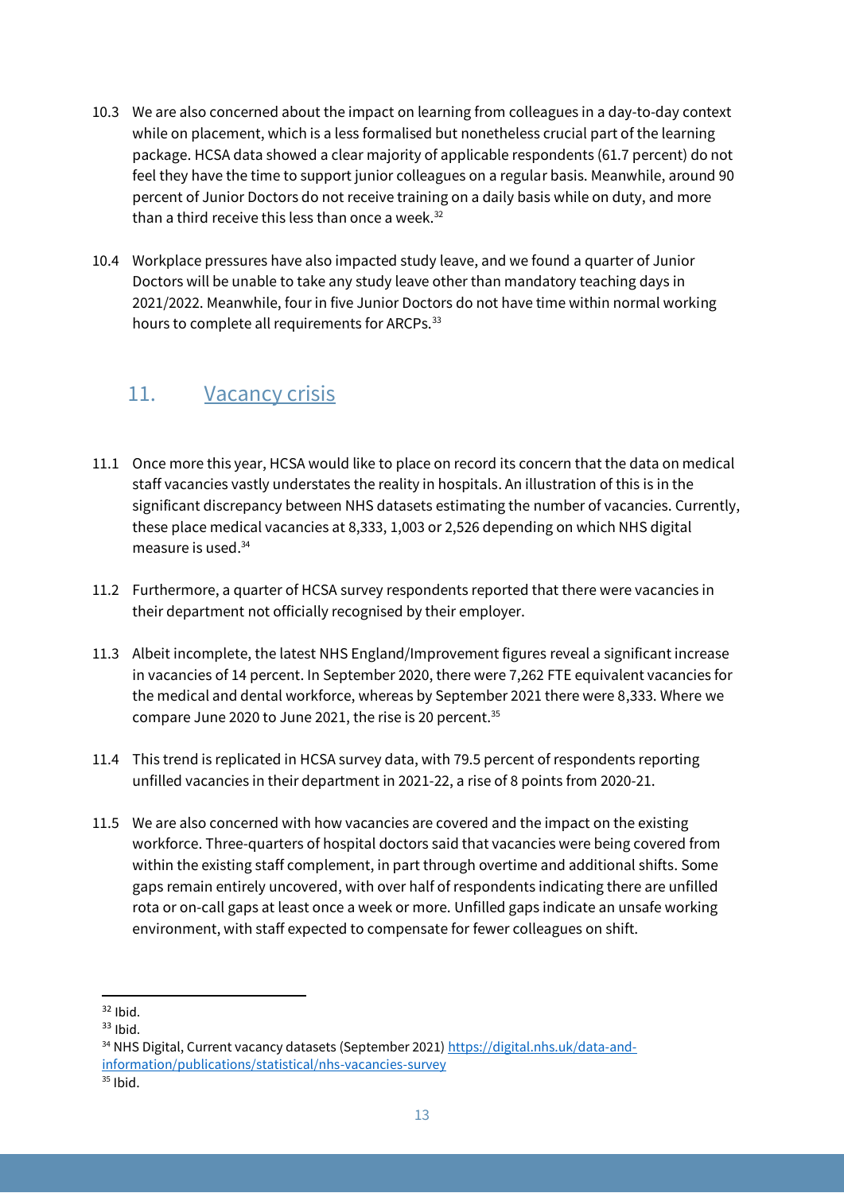10.3 We are also concerned about the impact on learning from colleagues in a day-to-day context while on placement, which is a less formalised but nonetheless crucial part of the learning package. HCSA data showed a clear majority of applicable respondents (61.7 percent) do not feel they have the time to support junior colleagues on a regular basis. Meanwhile, around 90 percent of Junior Doctors do not receive training on a daily basis while on duty, and more than a third receive this less than once a week.[32]

10.4 Workplace pressures have also impacted study leave, and we found a quarter of Junior Doctors will be unable to take any study leave other than mandatory teaching days in 2021/2022. Meanwhile, four in five Junior Doctors do not have time within normal working hours to complete all requirements for ARCPs.[33]

## 11. Vacancy crisis

11.1 Once more this year, HCSA would like to place on record its concern that the data on medical staff vacancies vastly understates the reality in hospitals. An illustration of this is in the significant discrepancy between NHS datasets estimating the number of vacancies. Currently, these place medical vacancies at 8,333, 1,003 or 2,526 depending on which NHS digital measure is used.[34]

11.2 Furthermore, a quarter of HCSA survey respondents reported that there were vacancies in their department not officially recognised by their employer.

11.3 Albeit incomplete, the latest NHS England/Improvement figures reveal a significant increase in vacancies of 14 percent. In September 2020, there were 7,262 FTE equivalent vacancies for the medical and dental workforce, whereas by September 2021 there were 8,333. Where we compare June 2020 to June 2021, the rise is 20 percent.[35]

11.4 This trend is replicated in HCSA survey data, with 79.5 percent of respondents reporting unfilled vacancies in their department in 2021-22, a rise of 8 points from 2020-21.

11.5 We are also concerned with how vacancies are covered and the impact on the existing workforce. Three-quarters of hospital doctors said that vacancies were being covered from within the existing staff complement, in part through overtime and additional shifts. Some gaps remain entirely uncovered, with over half of respondents indicating there are unfilled rota or on-call gaps at least once a week or more. Unfilled gaps indicate an unsafe working environment, with staff expected to compensate for fewer colleagues on shift.

---

[32] Ibid.

[33] Ibid.

[34] NHS Digital, Current vacancy datasets (September 2021) https://digital.nhs.uk/data-and-information/publications/statistical/nhs-vacancies-survey

[35] Ibid.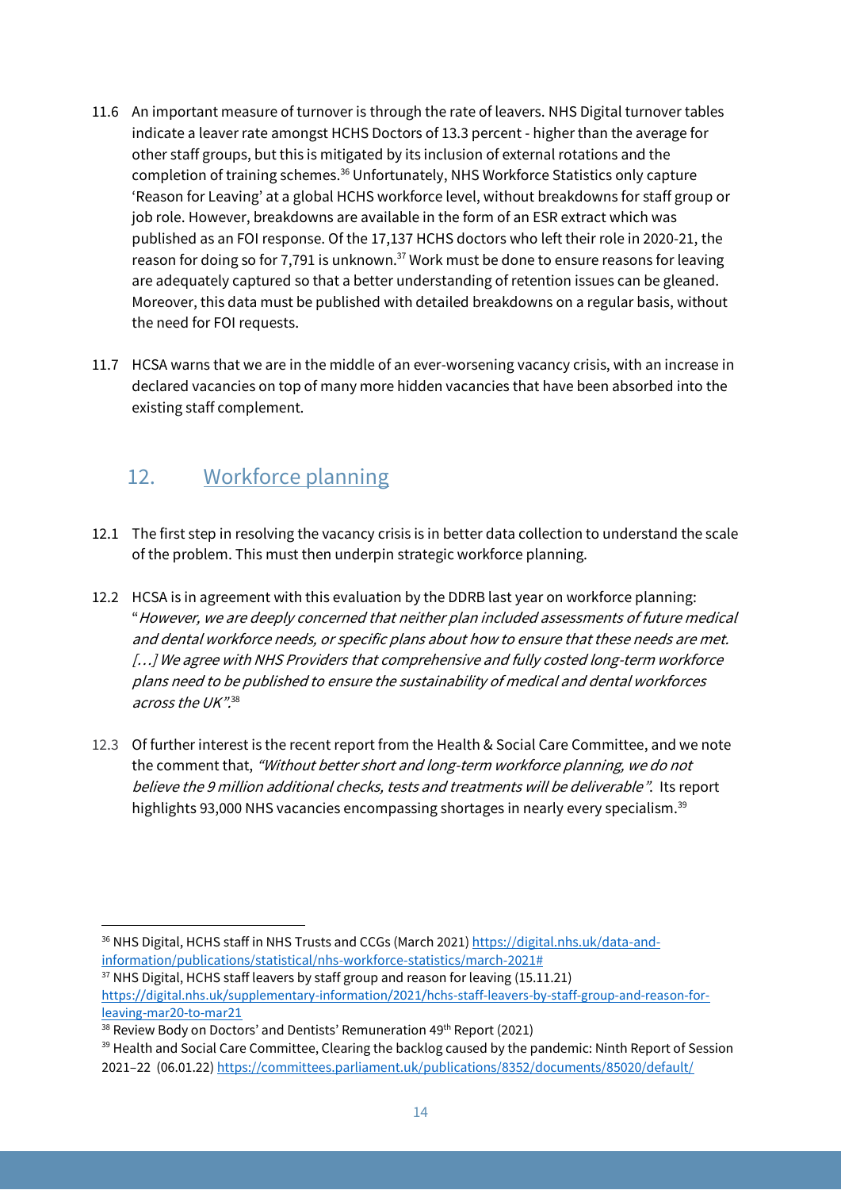11.6 An important measure of turnover is through the rate of leavers. NHS Digital turnover tables indicate a leaver rate amongst HCHS Doctors of 13.3 percent - higher than the average for other staff groups, but this is mitigated by its inclusion of external rotations and the completion of training schemes.[36] Unfortunately, NHS Workforce Statistics only capture 'Reason for Leaving' at a global HCHS workforce level, without breakdowns for staff group or job role. However, breakdowns are available in the form of an ESR extract which was published as an FOI response. Of the 17,137 HCHS doctors who left their role in 2020-21, the reason for doing so for 7,791 is unknown.[37] Work must be done to ensure reasons for leaving are adequately captured so that a better understanding of retention issues can be gleaned. Moreover, this data must be published with detailed breakdowns on a regular basis, without the need for FOI requests.

11.7 HCSA warns that we are in the middle of an ever-worsening vacancy crisis, with an increase in declared vacancies on top of many more hidden vacancies that have been absorbed into the existing staff complement.

## 12. Workforce planning

12.1 The first step in resolving the vacancy crisis is in better data collection to understand the scale of the problem. This must then underpin strategic workforce planning.

12.2 HCSA is in agreement with this evaluation by the DDRB last year on workforce planning: "*However, we are deeply concerned that neither plan included assessments of future medical and dental workforce needs, or specific plans about how to ensure that these needs are met. […] We agree with NHS Providers that comprehensive and fully costed long-term workforce plans need to be published to ensure the sustainability of medical and dental workforces across the UK".*[38]

12.3 Of further interest is the recent report from the Health & Social Care Committee, and we note the comment that, *"Without better short and long-term workforce planning, we do not believe the 9 million additional checks, tests and treatments will be deliverable"*. Its report highlights 93,000 NHS vacancies encompassing shortages in nearly every specialism.[39]

---

[36] NHS Digital, HCHS staff in NHS Trusts and CCGs (March 2021) https://digital.nhs.uk/data-and-information/publications/statistical/nhs-workforce-statistics/march-2021#

[37] NHS Digital, HCHS staff leavers by staff group and reason for leaving (15.11.21) https://digital.nhs.uk/supplementary-information/2021/hchs-staff-leavers-by-staff-group-and-reason-for-leaving-mar20-to-mar21

[38] Review Body on Doctors' and Dentists' Remuneration 49th Report (2021)

[39] Health and Social Care Committee, Clearing the backlog caused by the pandemic: Ninth Report of Session 2021–22 (06.01.22) https://committees.parliament.uk/publications/8352/documents/85020/default/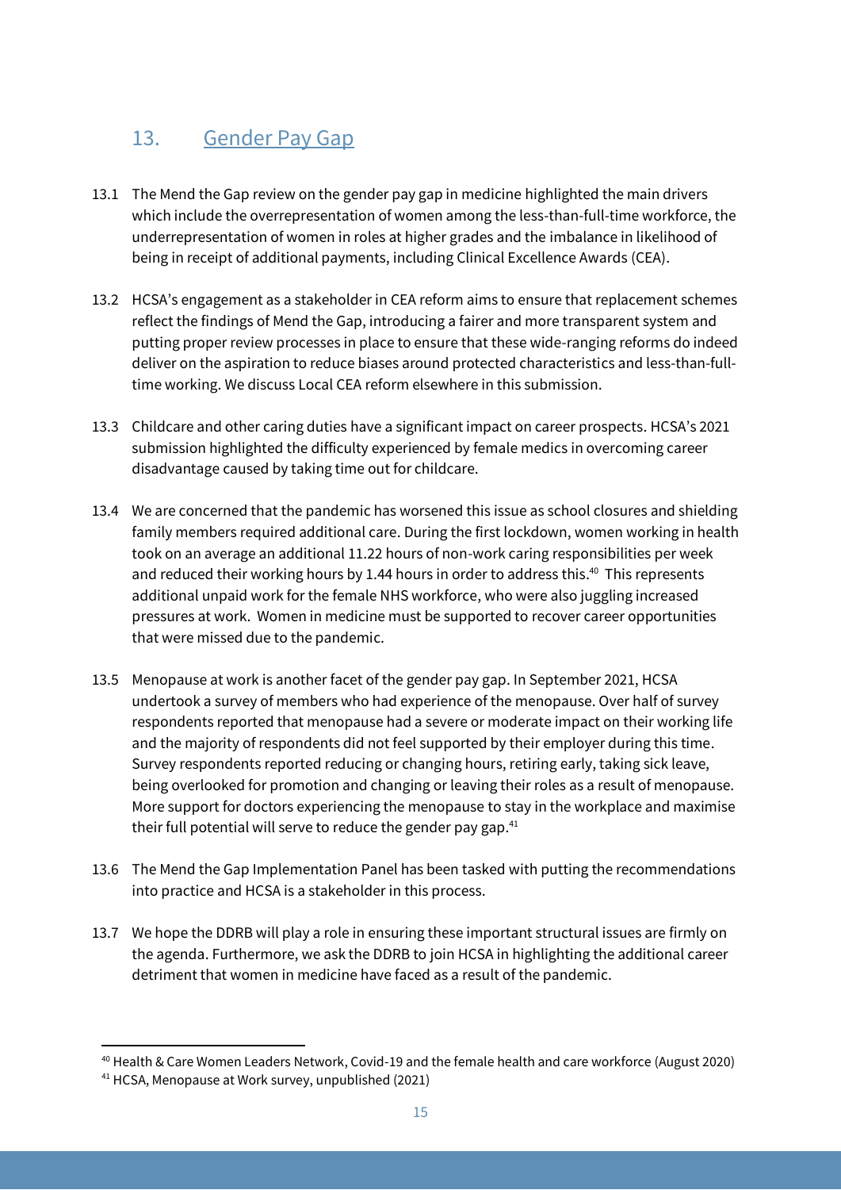## 13. Gender Pay Gap

13.1 The Mend the Gap review on the gender pay gap in medicine highlighted the main drivers which include the overrepresentation of women among the less-than-full-time workforce, the underrepresentation of women in roles at higher grades and the imbalance in likelihood of being in receipt of additional payments, including Clinical Excellence Awards (CEA).

13.2 HCSA's engagement as a stakeholder in CEA reform aims to ensure that replacement schemes reflect the findings of Mend the Gap, introducing a fairer and more transparent system and putting proper review processes in place to ensure that these wide-ranging reforms do indeed deliver on the aspiration to reduce biases around protected characteristics and less-than-full-time working. We discuss Local CEA reform elsewhere in this submission.

13.3 Childcare and other caring duties have a significant impact on career prospects. HCSA's 2021 submission highlighted the difficulty experienced by female medics in overcoming career disadvantage caused by taking time out for childcare.

13.4 We are concerned that the pandemic has worsened this issue as school closures and shielding family members required additional care. During the first lockdown, women working in health took on an average an additional 11.22 hours of non-work caring responsibilities per week and reduced their working hours by 1.44 hours in order to address this.[40] This represents additional unpaid work for the female NHS workforce, who were also juggling increased pressures at work. Women in medicine must be supported to recover career opportunities that were missed due to the pandemic.

13.5 Menopause at work is another facet of the gender pay gap. In September 2021, HCSA undertook a survey of members who had experience of the menopause. Over half of survey respondents reported that menopause had a severe or moderate impact on their working life and the majority of respondents did not feel supported by their employer during this time. Survey respondents reported reducing or changing hours, retiring early, taking sick leave, being overlooked for promotion and changing or leaving their roles as a result of menopause. More support for doctors experiencing the menopause to stay in the workplace and maximise their full potential will serve to reduce the gender pay gap.[41]

13.6 The Mend the Gap Implementation Panel has been tasked with putting the recommendations into practice and HCSA is a stakeholder in this process.

13.7 We hope the DDRB will play a role in ensuring these important structural issues are firmly on the agenda. Furthermore, we ask the DDRB to join HCSA in highlighting the additional career detriment that women in medicine have faced as a result of the pandemic.

---

[40] Health & Care Women Leaders Network, Covid-19 and the female health and care workforce (August 2020)

[41] HCSA, Menopause at Work survey, unpublished (2021)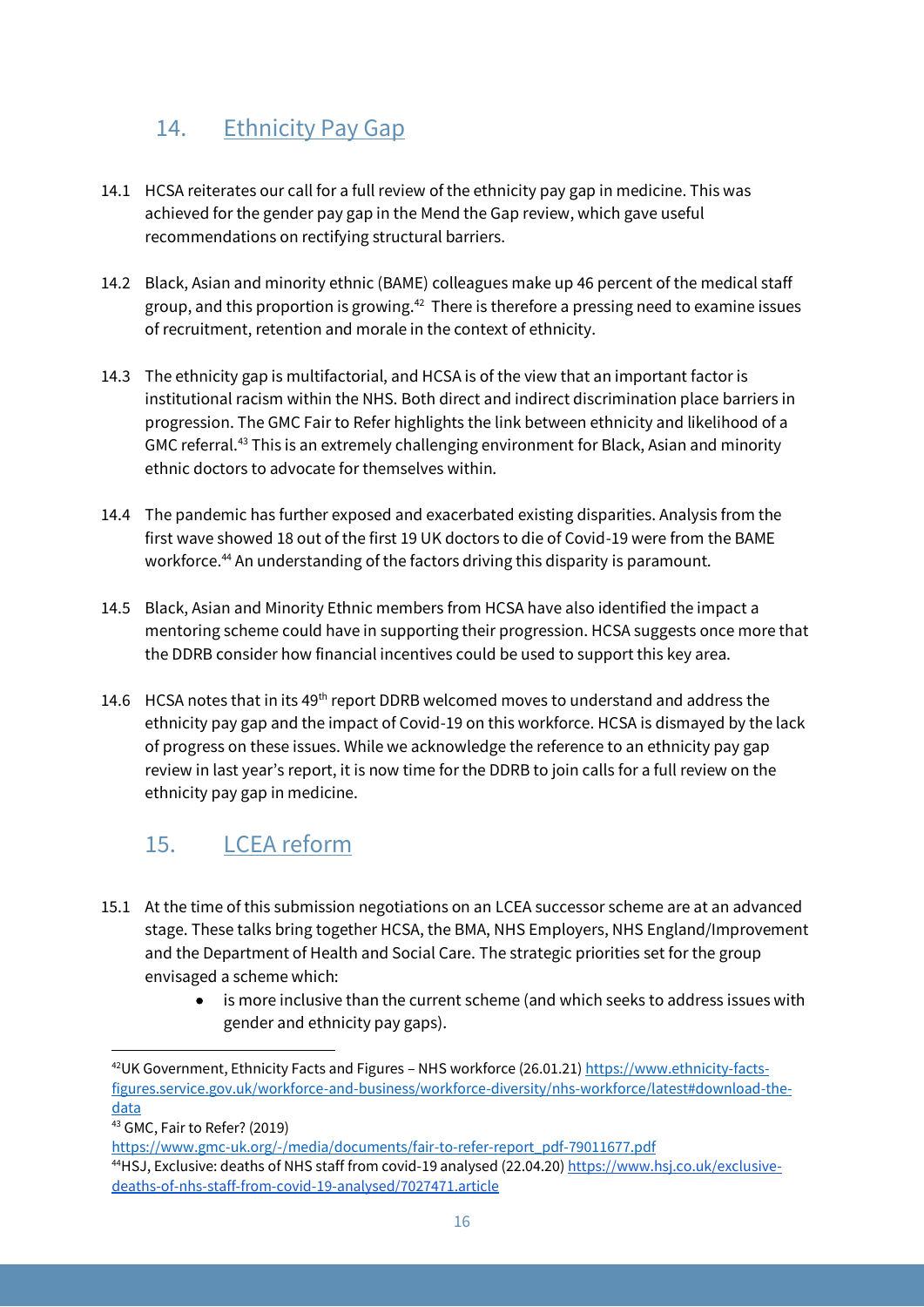## 14. Ethnicity Pay Gap

14.1 HCSA reiterates our call for a full review of the ethnicity pay gap in medicine. This was achieved for the gender pay gap in the Mend the Gap review, which gave useful recommendations on rectifying structural barriers.

14.2 Black, Asian and minority ethnic (BAME) colleagues make up 46 percent of the medical staff group, and this proportion is growing.[42] There is therefore a pressing need to examine issues of recruitment, retention and morale in the context of ethnicity.

14.3 The ethnicity gap is multifactorial, and HCSA is of the view that an important factor is institutional racism within the NHS. Both direct and indirect discrimination place barriers in progression. The GMC Fair to Refer highlights the link between ethnicity and likelihood of a GMC referral.[43] This is an extremely challenging environment for Black, Asian and minority ethnic doctors to advocate for themselves within.

14.4 The pandemic has further exposed and exacerbated existing disparities. Analysis from the first wave showed 18 out of the first 19 UK doctors to die of Covid-19 were from the BAME workforce.[44] An understanding of the factors driving this disparity is paramount.

14.5 Black, Asian and Minority Ethnic members from HCSA have also identified the impact a mentoring scheme could have in supporting their progression. HCSA suggests once more that the DDRB consider how financial incentives could be used to support this key area.

14.6 HCSA notes that in its 49th report DDRB welcomed moves to understand and address the ethnicity pay gap and the impact of Covid-19 on this workforce. HCSA is dismayed by the lack of progress on these issues. While we acknowledge the reference to an ethnicity pay gap review in last year's report, it is now time for the DDRB to join calls for a full review on the ethnicity pay gap in medicine.

## 15. LCEA reform

15.1 At the time of this submission negotiations on an LCEA successor scheme are at an advanced stage. These talks bring together HCSA, the BMA, NHS Employers, NHS England/Improvement and the Department of Health and Social Care. The strategic priorities set for the group envisaged a scheme which:

- is more inclusive than the current scheme (and which seeks to address issues with gender and ethnicity pay gaps).

---

[42] UK Government, Ethnicity Facts and Figures – NHS workforce (26.01.21) https://www.ethnicity-facts-figures.service.gov.uk/workforce-and-business/workforce-diversity/nhs-workforce/latest#download-the-data

[43] GMC, Fair to Refer? (2019) https://www.gmc-uk.org/-/media/documents/fair-to-refer-report_pdf-79011677.pdf

[44] HSJ, Exclusive: deaths of NHS staff from covid-19 analysed (22.04.20) https://www.hsj.co.uk/exclusive-deaths-of-nhs-staff-from-covid-19-analysed/7027471.article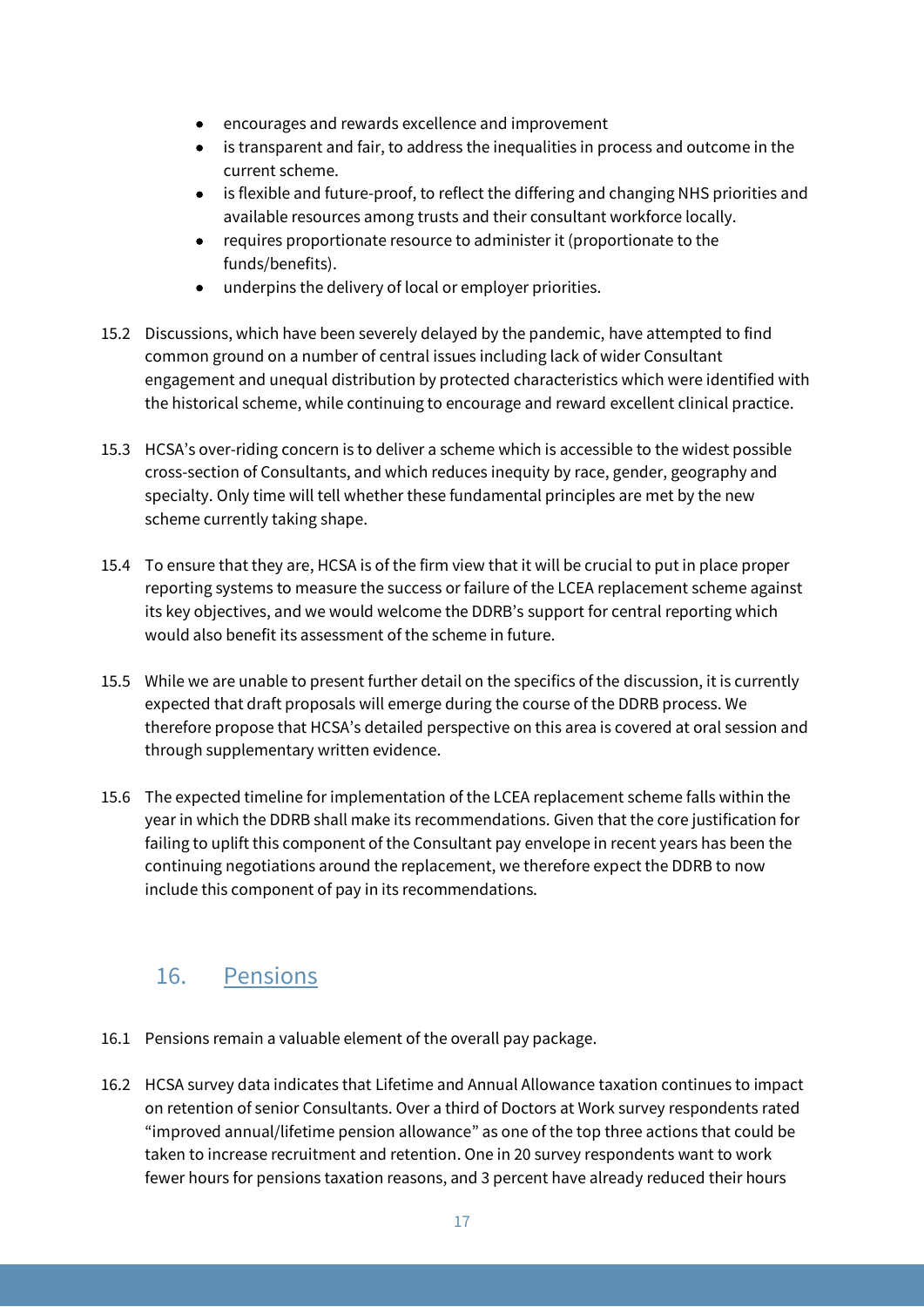- encourages and rewards excellence and improvement
- is transparent and fair, to address the inequalities in process and outcome in the current scheme.
- is flexible and future-proof, to reflect the differing and changing NHS priorities and available resources among trusts and their consultant workforce locally.
- requires proportionate resource to administer it (proportionate to the funds/benefits).
- underpins the delivery of local or employer priorities.

15.2 Discussions, which have been severely delayed by the pandemic, have attempted to find common ground on a number of central issues including lack of wider Consultant engagement and unequal distribution by protected characteristics which were identified with the historical scheme, while continuing to encourage and reward excellent clinical practice.

15.3 HCSA's over-riding concern is to deliver a scheme which is accessible to the widest possible cross-section of Consultants, and which reduces inequity by race, gender, geography and specialty. Only time will tell whether these fundamental principles are met by the new scheme currently taking shape.

15.4 To ensure that they are, HCSA is of the firm view that it will be crucial to put in place proper reporting systems to measure the success or failure of the LCEA replacement scheme against its key objectives, and we would welcome the DDRB's support for central reporting which would also benefit its assessment of the scheme in future.

15.5 While we are unable to present further detail on the specifics of the discussion, it is currently expected that draft proposals will emerge during the course of the DDRB process. We therefore propose that HCSA's detailed perspective on this area is covered at oral session and through supplementary written evidence.

15.6 The expected timeline for implementation of the LCEA replacement scheme falls within the year in which the DDRB shall make its recommendations. Given that the core justification for failing to uplift this component of the Consultant pay envelope in recent years has been the continuing negotiations around the replacement, we therefore expect the DDRB to now include this component of pay in its recommendations.

## 16. Pensions

16.1 Pensions remain a valuable element of the overall pay package.

16.2 HCSA survey data indicates that Lifetime and Annual Allowance taxation continues to impact on retention of senior Consultants. Over a third of Doctors at Work survey respondents rated "improved annual/lifetime pension allowance" as one of the top three actions that could be taken to increase recruitment and retention. One in 20 survey respondents want to work fewer hours for pensions taxation reasons, and 3 percent have already reduced their hours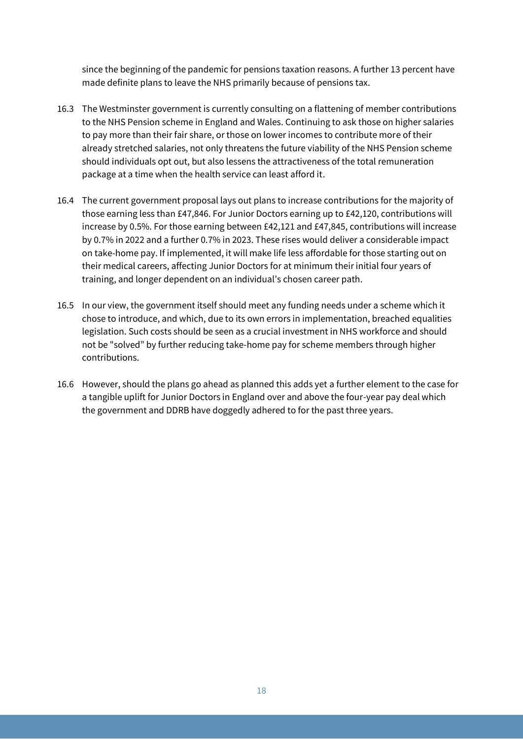since the beginning of the pandemic for pensions taxation reasons. A further 13 percent have made definite plans to leave the NHS primarily because of pensions tax.

16.3 The Westminster government is currently consulting on a flattening of member contributions to the NHS Pension scheme in England and Wales. Continuing to ask those on higher salaries to pay more than their fair share, or those on lower incomes to contribute more of their already stretched salaries, not only threatens the future viability of the NHS Pension scheme should individuals opt out, but also lessens the attractiveness of the total remuneration package at a time when the health service can least afford it.

16.4 The current government proposal lays out plans to increase contributions for the majority of those earning less than £47,846. For Junior Doctors earning up to £42,120, contributions will increase by 0.5%. For those earning between £42,121 and £47,845, contributions will increase by 0.7% in 2022 and a further 0.7% in 2023. These rises would deliver a considerable impact on take-home pay. If implemented, it will make life less affordable for those starting out on their medical careers, affecting Junior Doctors for at minimum their initial four years of training, and longer dependent on an individual's chosen career path.

16.5 In our view, the government itself should meet any funding needs under a scheme which it chose to introduce, and which, due to its own errors in implementation, breached equalities legislation. Such costs should be seen as a crucial investment in NHS workforce and should not be "solved" by further reducing take-home pay for scheme members through higher contributions.

16.6 However, should the plans go ahead as planned this adds yet a further element to the case for a tangible uplift for Junior Doctors in England over and above the four-year pay deal which the government and DDRB have doggedly adhered to for the past three years.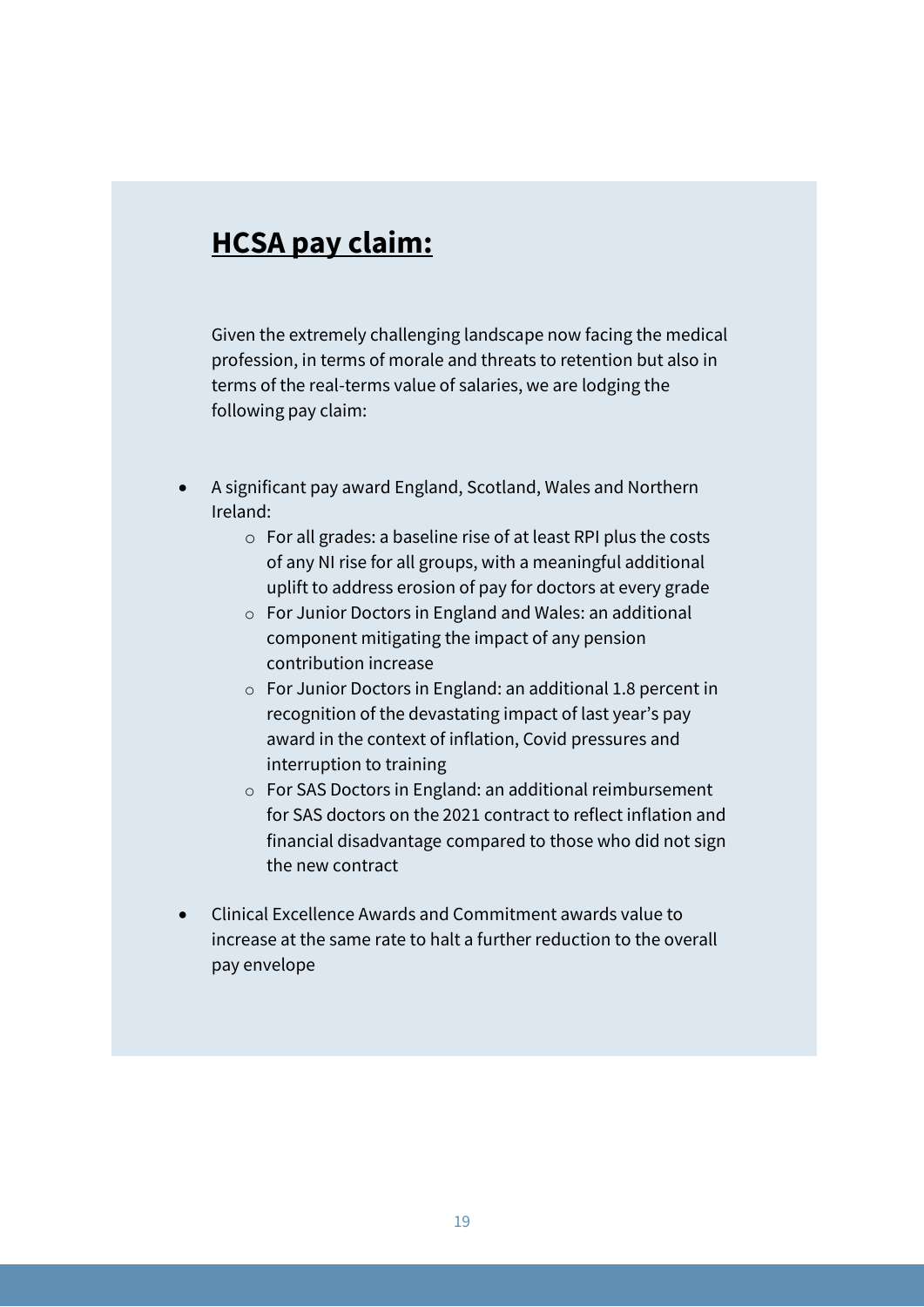## HCSA pay claim:

Given the extremely challenging landscape now facing the medical profession, in terms of morale and threats to retention but also in terms of the real-terms value of salaries, we are lodging the following pay claim:

- A significant pay award England, Scotland, Wales and Northern Ireland:
    - For all grades: a baseline rise of at least RPI plus the costs of any NI rise for all groups, with a meaningful additional uplift to address erosion of pay for doctors at every grade
    - For Junior Doctors in England and Wales: an additional component mitigating the impact of any pension contribution increase
    - For Junior Doctors in England: an additional 1.8 percent in recognition of the devastating impact of last year's pay award in the context of inflation, Covid pressures and interruption to training
    - For SAS Doctors in England: an additional reimbursement for SAS doctors on the 2021 contract to reflect inflation and financial disadvantage compared to those who did not sign the new contract
- Clinical Excellence Awards and Commitment awards value to increase at the same rate to halt a further reduction to the overall pay envelope